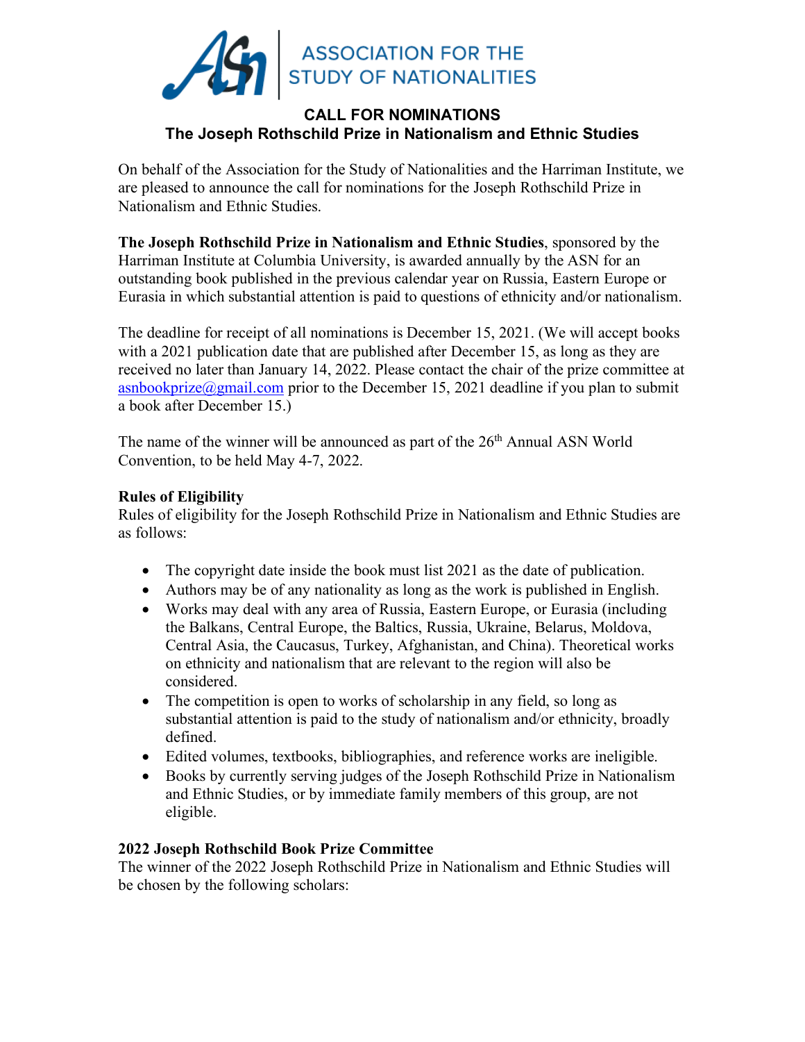ASSOCIATION FOR THE STUDY OF NATIONALITIES

## CALL FOR NOMINATIONS
## The Joseph Rothschild Prize in Nationalism and Ethnic Studies

On behalf of the Association for the Study of Nationalities and the Harriman Institute, we are pleased to announce the call for nominations for the Joseph Rothschild Prize in Nationalism and Ethnic Studies.

**The Joseph Rothschild Prize in Nationalism and Ethnic Studies**, sponsored by the Harriman Institute at Columbia University, is awarded annually by the ASN for an outstanding book published in the previous calendar year on Russia, Eastern Europe or Eurasia in which substantial attention is paid to questions of ethnicity and/or nationalism.

The deadline for receipt of all nominations is December 15, 2021. (We will accept books with a 2021 publication date that are published after December 15, as long as they are received no later than January 14, 2022. Please contact the chair of the prize committee at asnbookprize@gmail.com prior to the December 15, 2021 deadline if you plan to submit a book after December 15.)

The name of the winner will be announced as part of the 26th Annual ASN World Convention, to be held May 4-7, 2022.

**Rules of Eligibility**
Rules of eligibility for the Joseph Rothschild Prize in Nationalism and Ethnic Studies are as follows:

- The copyright date inside the book must list 2021 as the date of publication.
- Authors may be of any nationality as long as the work is published in English.
- Works may deal with any area of Russia, Eastern Europe, or Eurasia (including the Balkans, Central Europe, the Baltics, Russia, Ukraine, Belarus, Moldova, Central Asia, the Caucasus, Turkey, Afghanistan, and China). Theoretical works on ethnicity and nationalism that are relevant to the region will also be considered.
- The competition is open to works of scholarship in any field, so long as substantial attention is paid to the study of nationalism and/or ethnicity, broadly defined.
- Edited volumes, textbooks, bibliographies, and reference works are ineligible.
- Books by currently serving judges of the Joseph Rothschild Prize in Nationalism and Ethnic Studies, or by immediate family members of this group, are not eligible.

**2022 Joseph Rothschild Book Prize Committee**
The winner of the 2022 Joseph Rothschild Prize in Nationalism and Ethnic Studies will be chosen by the following scholars: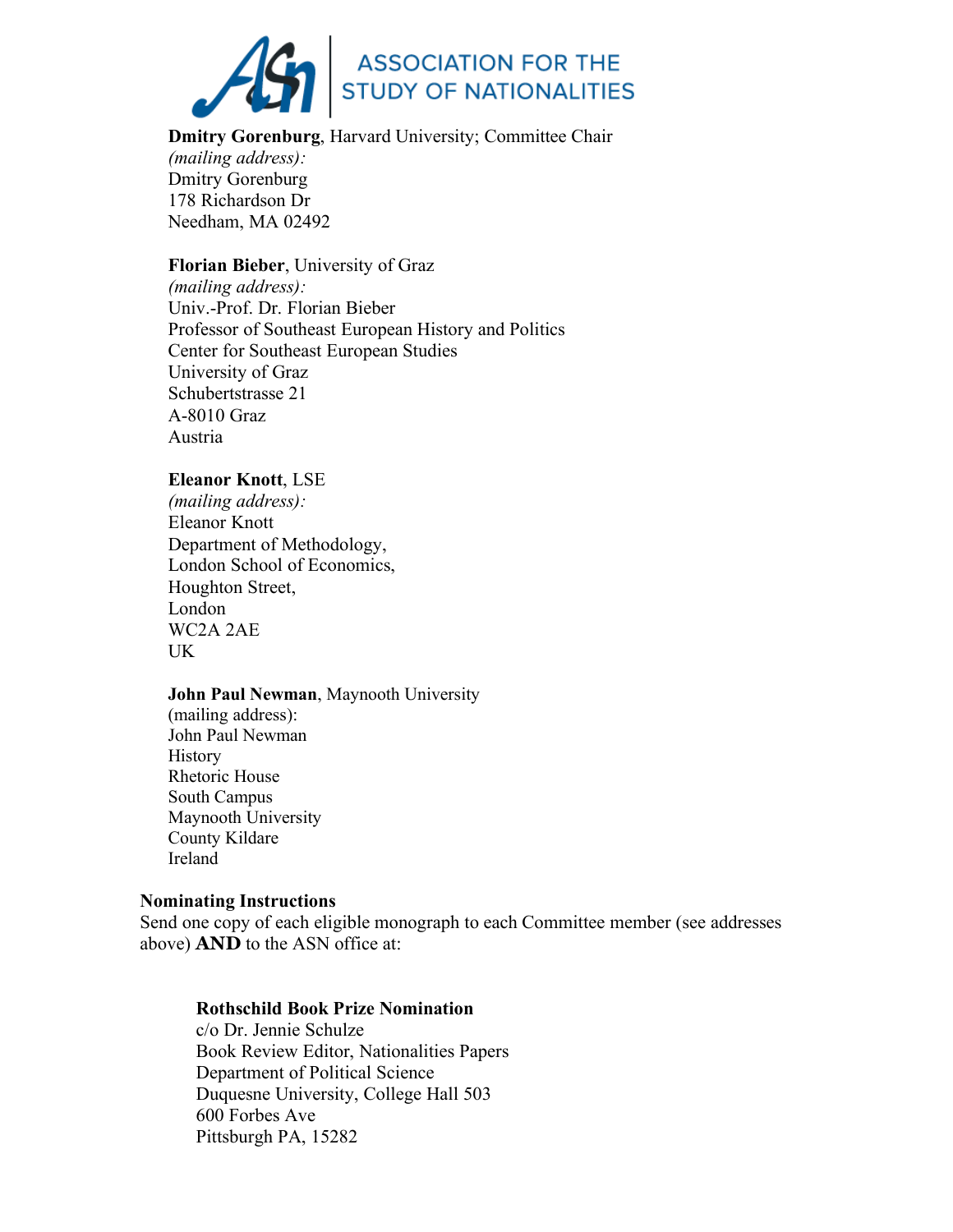ASSOCIATION FOR THE STUDY OF NATIONALITIES

**Dmitry Gorenburg**, Harvard University; Committee Chair
*(mailing address):*
Dmitry Gorenburg
178 Richardson Dr
Needham, MA 02492

**Florian Bieber**, University of Graz
*(mailing address):*
Univ.-Prof. Dr. Florian Bieber
Professor of Southeast European History and Politics
Center for Southeast European Studies
University of Graz
Schubertstrasse 21
A-8010 Graz
Austria

**Eleanor Knott**, LSE
*(mailing address):*
Eleanor Knott
Department of Methodology,
London School of Economics,
Houghton Street,
London
WC2A 2AE
UK

**John Paul Newman**, Maynooth University
(mailing address):
John Paul Newman
History
Rhetoric House
South Campus
Maynooth University
County Kildare
Ireland

**Nominating Instructions**
Send one copy of each eligible monograph to each Committee member (see addresses above) **AND** to the ASN office at:

**Rothschild Book Prize Nomination**
c/o Dr. Jennie Schulze
Book Review Editor, Nationalities Papers
Department of Political Science
Duquesne University, College Hall 503
600 Forbes Ave
Pittsburgh PA, 15282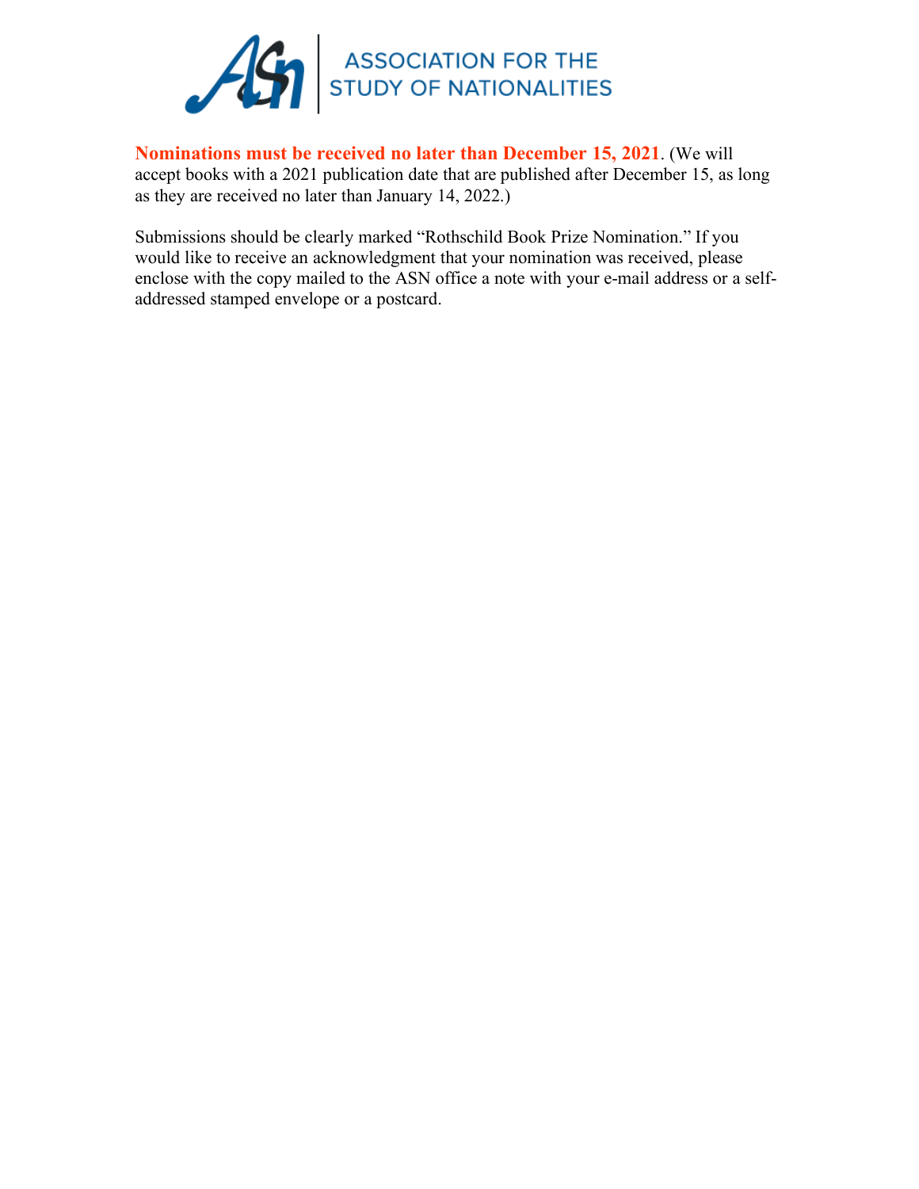**Nominations must be received no later than December 15, 2021**. (We will accept books with a 2021 publication date that are published after December 15, as long as they are received no later than January 14, 2022.)

Submissions should be clearly marked “Rothschild Book Prize Nomination.” If you would like to receive an acknowledgment that your nomination was received, please enclose with the copy mailed to the ASN office a note with your e-mail address or a self-addressed stamped envelope or a postcard.